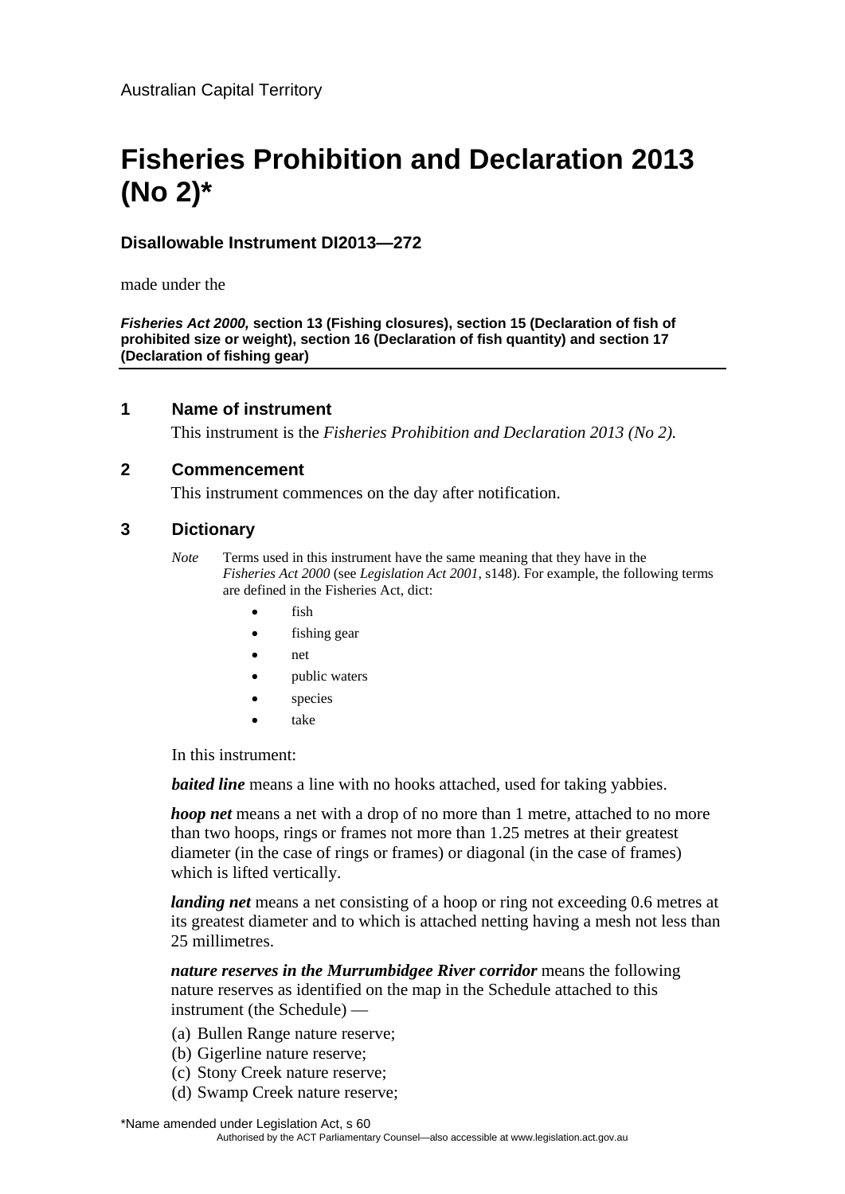Australian Capital Territory

# Fisheries Prohibition and Declaration 2013 (No 2)*

**Disallowable Instrument DI2013—272**

made under the

***Fisheries Act 2000,*** **section 13 (Fishing closures), section 15 (Declaration of fish of prohibited size or weight), section 16 (Declaration of fish quantity) and section 17 (Declaration of fishing gear)**

## 1 Name of instrument

This instrument is the *Fisheries Prohibition and Declaration 2013 (No 2).*

## 2 Commencement

This instrument commences on the day after notification.

## 3 Dictionary

*Note* Terms used in this instrument have the same meaning that they have in the *Fisheries Act 2000* (see *Legislation Act 2001*, s148). For example, the following terms are defined in the Fisheries Act, dict:

- fish
- fishing gear
- net
- public waters
- species
- take

In this instrument:

***baited line*** means a line with no hooks attached, used for taking yabbies.

***hoop net*** means a net with a drop of no more than 1 metre, attached to no more than two hoops, rings or frames not more than 1.25 metres at their greatest diameter (in the case of rings or frames) or diagonal (in the case of frames) which is lifted vertically.

***landing net*** means a net consisting of a hoop or ring not exceeding 0.6 metres at its greatest diameter and to which is attached netting having a mesh not less than 25 millimetres.

***nature reserves in the Murrumbidgee River corridor*** means the following nature reserves as identified on the map in the Schedule attached to this instrument (the Schedule) —

(a) Bullen Range nature reserve;
(b) Gigerline nature reserve;
(c) Stony Creek nature reserve;
(d) Swamp Creek nature reserve;

*Name amended under Legislation Act, s 60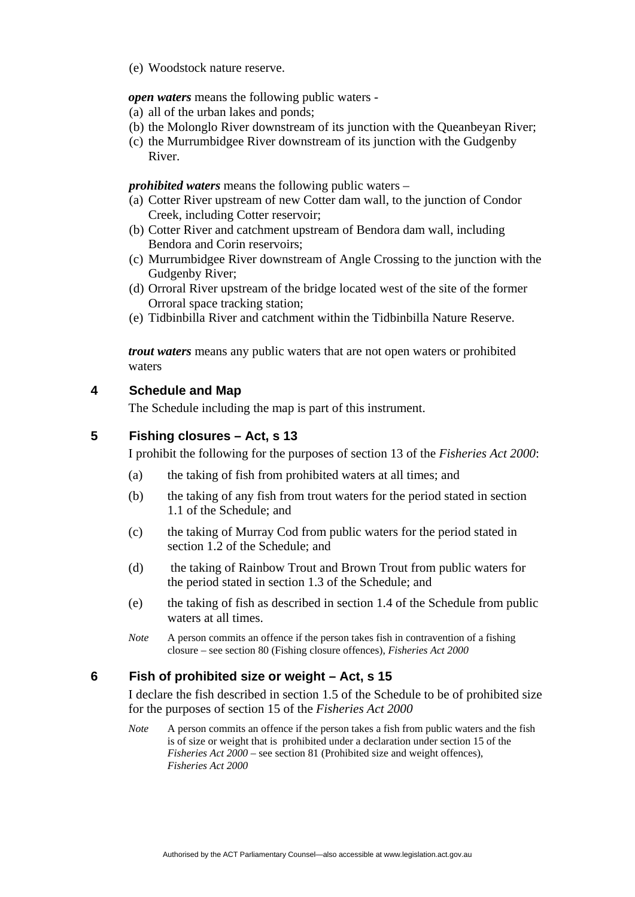(e) Woodstock nature reserve.

***open waters*** means the following public waters -

(a) all of the urban lakes and ponds;
(b) the Molonglo River downstream of its junction with the Queanbeyan River;
(c) the Murrumbidgee River downstream of its junction with the Gudgenby River.

***prohibited waters*** means the following public waters –

(a) Cotter River upstream of new Cotter dam wall, to the junction of Condor Creek, including Cotter reservoir;
(b) Cotter River and catchment upstream of Bendora dam wall, including Bendora and Corin reservoirs;
(c) Murrumbidgee River downstream of Angle Crossing to the junction with the Gudgenby River;
(d) Orroral River upstream of the bridge located west of the site of the former Orroral space tracking station;
(e) Tidbinbilla River and catchment within the Tidbinbilla Nature Reserve.

***trout waters*** means any public waters that are not open waters or prohibited waters

## 4 Schedule and Map

The Schedule including the map is part of this instrument.

## 5 Fishing closures – Act, s 13

I prohibit the following for the purposes of section 13 of the *Fisheries Act 2000*:

(a) the taking of fish from prohibited waters at all times; and

(b) the taking of any fish from trout waters for the period stated in section 1.1 of the Schedule; and

(c) the taking of Murray Cod from public waters for the period stated in section 1.2 of the Schedule; and

(d) the taking of Rainbow Trout and Brown Trout from public waters for the period stated in section 1.3 of the Schedule; and

(e) the taking of fish as described in section 1.4 of the Schedule from public waters at all times.

*Note* A person commits an offence if the person takes fish in contravention of a fishing closure – see section 80 (Fishing closure offences), *Fisheries Act 2000*

## 6 Fish of prohibited size or weight – Act, s 15

I declare the fish described in section 1.5 of the Schedule to be of prohibited size for the purposes of section 15 of the *Fisheries Act 2000*

*Note* A person commits an offence if the person takes a fish from public waters and the fish is of size or weight that is prohibited under a declaration under section 15 of the *Fisheries Act 2000* – see section 81 (Prohibited size and weight offences), *Fisheries Act 2000*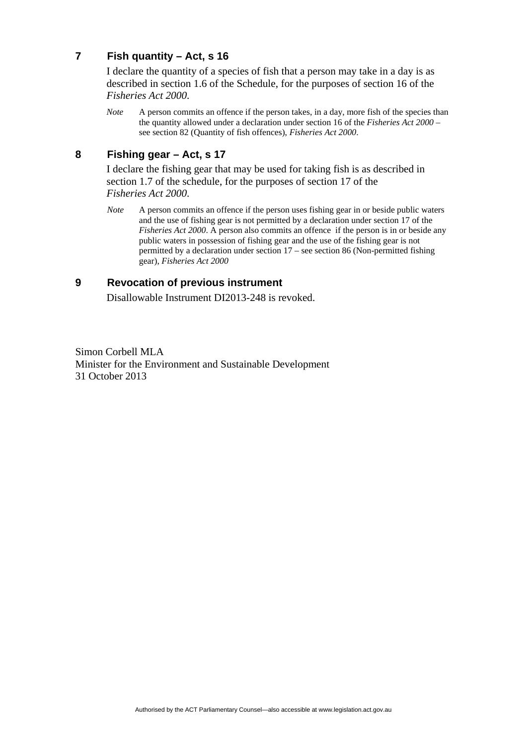## 7 Fish quantity – Act, s 16

I declare the quantity of a species of fish that a person may take in a day is as described in section 1.6 of the Schedule, for the purposes of section 16 of the *Fisheries Act 2000*.

*Note* A person commits an offence if the person takes, in a day, more fish of the species than the quantity allowed under a declaration under section 16 of the *Fisheries Act 2000* – see section 82 (Quantity of fish offences), *Fisheries Act 2000*.

## 8 Fishing gear – Act, s 17

I declare the fishing gear that may be used for taking fish is as described in section 1.7 of the schedule, for the purposes of section 17 of the *Fisheries Act 2000*.

*Note* A person commits an offence if the person uses fishing gear in or beside public waters and the use of fishing gear is not permitted by a declaration under section 17 of the *Fisheries Act 2000*. A person also commits an offence if the person is in or beside any public waters in possession of fishing gear and the use of the fishing gear is not permitted by a declaration under section 17 – see section 86 (Non-permitted fishing gear), *Fisheries Act 2000*

## 9 Revocation of previous instrument

Disallowable Instrument DI2013-248 is revoked.

Simon Corbell MLA
Minister for the Environment and Sustainable Development
31 October 2013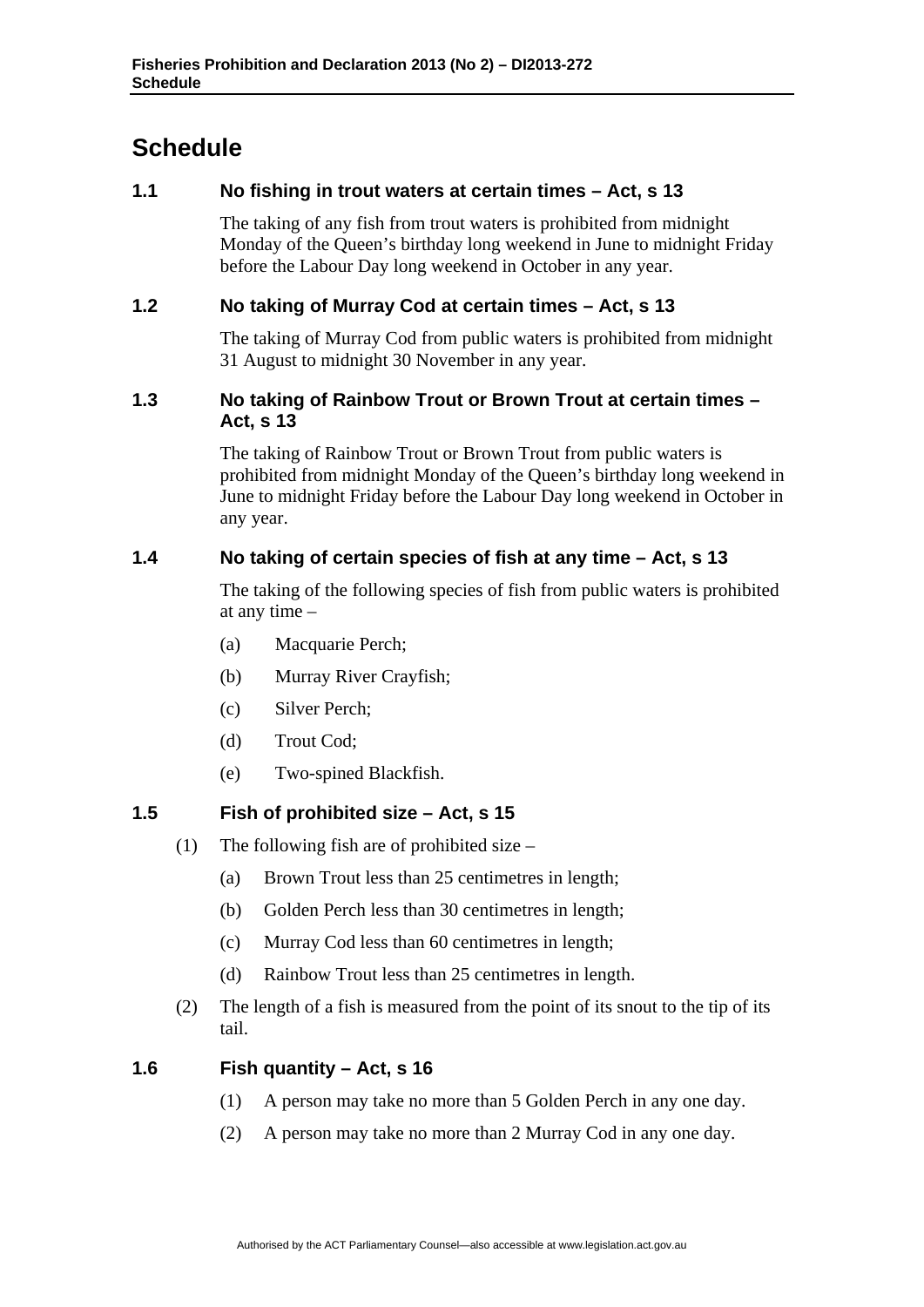# Schedule

## 1.1 No fishing in trout waters at certain times – Act, s 13

The taking of any fish from trout waters is prohibited from midnight Monday of the Queen's birthday long weekend in June to midnight Friday before the Labour Day long weekend in October in any year.

## 1.2 No taking of Murray Cod at certain times – Act, s 13

The taking of Murray Cod from public waters is prohibited from midnight 31 August to midnight 30 November in any year.

## 1.3 No taking of Rainbow Trout or Brown Trout at certain times – Act, s 13

The taking of Rainbow Trout or Brown Trout from public waters is prohibited from midnight Monday of the Queen's birthday long weekend in June to midnight Friday before the Labour Day long weekend in October in any year.

## 1.4 No taking of certain species of fish at any time – Act, s 13

The taking of the following species of fish from public waters is prohibited at any time –

(a) Macquarie Perch;

(b) Murray River Crayfish;

(c) Silver Perch;

(d) Trout Cod;

(e) Two-spined Blackfish.

## 1.5 Fish of prohibited size – Act, s 15

(1) The following fish are of prohibited size –

(a) Brown Trout less than 25 centimetres in length;

(b) Golden Perch less than 30 centimetres in length;

(c) Murray Cod less than 60 centimetres in length;

(d) Rainbow Trout less than 25 centimetres in length.

(2) The length of a fish is measured from the point of its snout to the tip of its tail.

## 1.6 Fish quantity – Act, s 16

(1) A person may take no more than 5 Golden Perch in any one day.

(2) A person may take no more than 2 Murray Cod in any one day.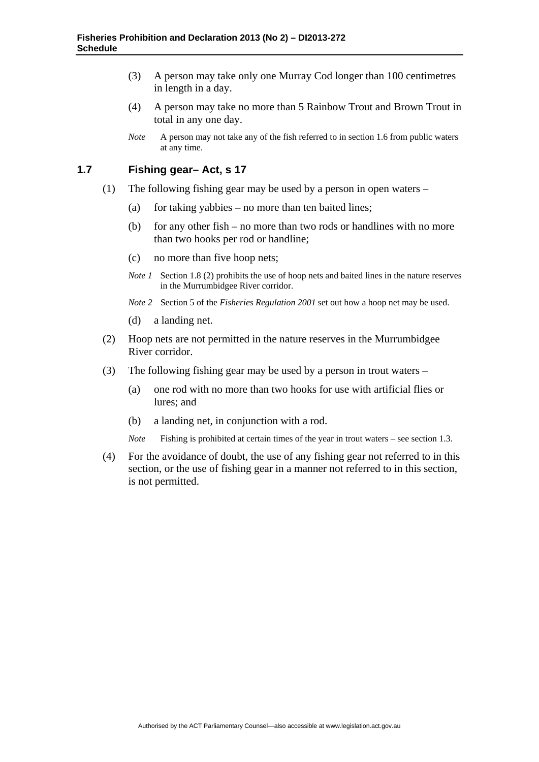(3) A person may take only one Murray Cod longer than 100 centimetres in length in a day.

(4) A person may take no more than 5 Rainbow Trout and Brown Trout in total in any one day.

*Note* A person may not take any of the fish referred to in section 1.6 from public waters at any time.

## 1.7 Fishing gear– Act, s 17

(1) The following fishing gear may be used by a person in open waters –

(a) for taking yabbies – no more than ten baited lines;

(b) for any other fish – no more than two rods or handlines with no more than two hooks per rod or handline;

(c) no more than five hoop nets;

*Note 1* Section 1.8 (2) prohibits the use of hoop nets and baited lines in the nature reserves in the Murrumbidgee River corridor.

*Note 2* Section 5 of the *Fisheries Regulation 2001* set out how a hoop net may be used.

(d) a landing net.

(2) Hoop nets are not permitted in the nature reserves in the Murrumbidgee River corridor.

(3) The following fishing gear may be used by a person in trout waters –

(a) one rod with no more than two hooks for use with artificial flies or lures; and

(b) a landing net, in conjunction with a rod.

*Note* Fishing is prohibited at certain times of the year in trout waters – see section 1.3.

(4) For the avoidance of doubt, the use of any fishing gear not referred to in this section, or the use of fishing gear in a manner not referred to in this section, is not permitted.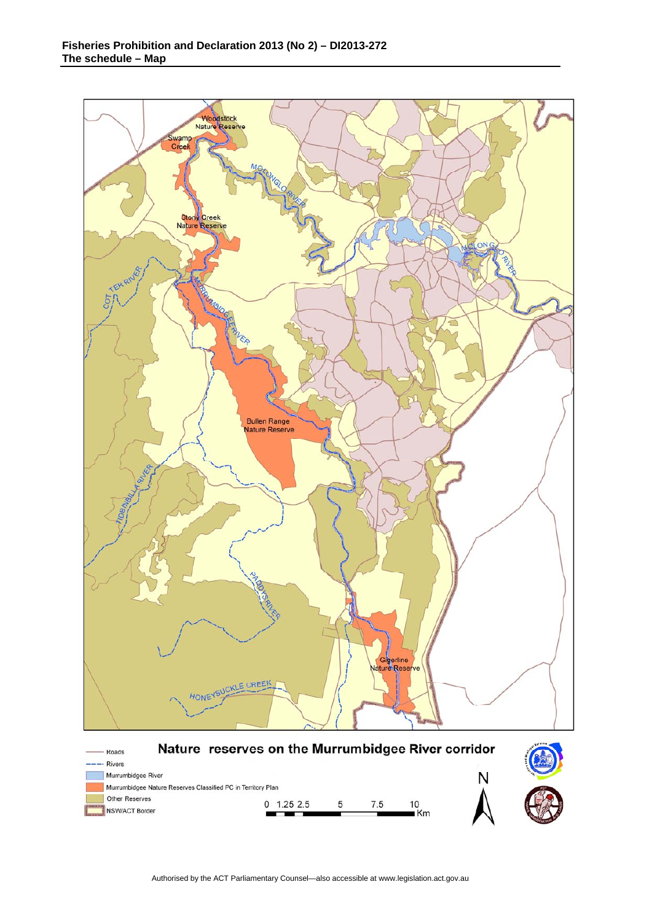**Fisheries Prohibition and Declaration 2013 (No 2) – DI2013-272**
**The schedule – Map**

Woodstock Nature Reserve

Swamp Creek

MOLONGLO RIVER

Stony Creek Nature Reserve

MOLONGLO RIVER

COTTER RIVER

MURRUMBIDGEE RIVER

Bullen Range Nature Reserve

TIDBINBILLA RIVER

PADDYS RIVER

Gigerline Nature Reserve

HONEYSUCKLE CREEK

Nature reserves on the Murrumbidgee River corridor

Roads

Rivers

Murrumbidgee River

Murrumbidgee Nature Reserves Classified PC in Territory Plan

Other Reserves

NSW/ACT Border

0 1.25 2.5 5 7.5 10 Km

N